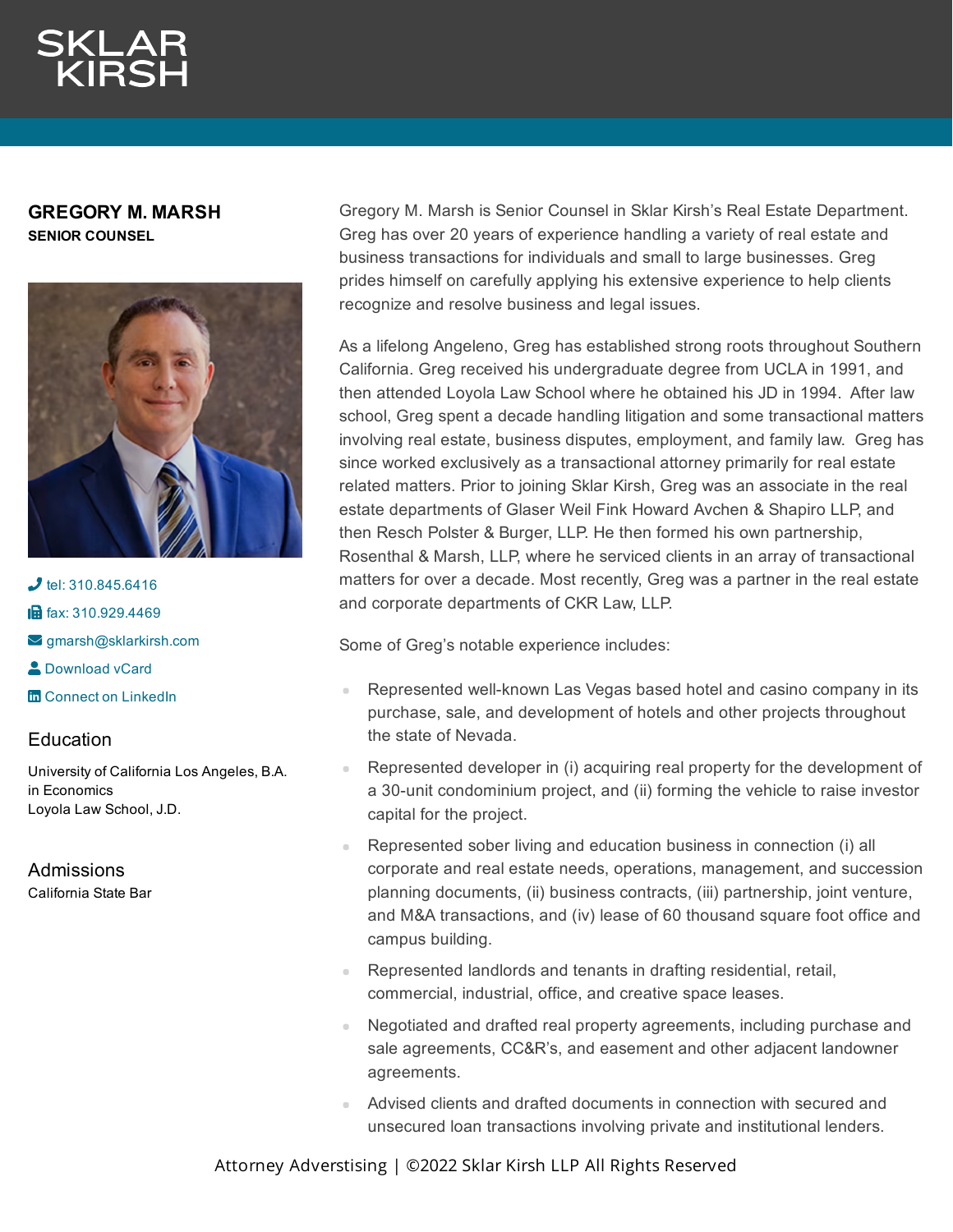# GREGORY M. MARSH

**SENIOR COUNSEL**

tel: 310.845.6416

fax: 310.929.4469

gmarsh@sklarkirsh.com

Download vCard

Connect on LinkedIn

## Education

University of California Los Angeles, B.A. in Economics
Loyola Law School, J.D.

## Admissions

California State Bar

Gregory M. Marsh is Senior Counsel in Sklar Kirsh's Real Estate Department. Greg has over 20 years of experience handling a variety of real estate and business transactions for individuals and small to large businesses. Greg prides himself on carefully applying his extensive experience to help clients recognize and resolve business and legal issues.

As a lifelong Angeleno, Greg has established strong roots throughout Southern California. Greg received his undergraduate degree from UCLA in 1991, and then attended Loyola Law School where he obtained his JD in 1994. After law school, Greg spent a decade handling litigation and some transactional matters involving real estate, business disputes, employment, and family law. Greg has since worked exclusively as a transactional attorney primarily for real estate related matters. Prior to joining Sklar Kirsh, Greg was an associate in the real estate departments of Glaser Weil Fink Howard Avchen & Shapiro LLP, and then Resch Polster & Burger, LLP. He then formed his own partnership, Rosenthal & Marsh, LLP, where he serviced clients in an array of transactional matters for over a decade. Most recently, Greg was a partner in the real estate and corporate departments of CKR Law, LLP.

Some of Greg's notable experience includes:

- Represented well-known Las Vegas based hotel and casino company in its purchase, sale, and development of hotels and other projects throughout the state of Nevada.
- Represented developer in (i) acquiring real property for the development of a 30-unit condominium project, and (ii) forming the vehicle to raise investor capital for the project.
- Represented sober living and education business in connection (i) all corporate and real estate needs, operations, management, and succession planning documents, (ii) business contracts, (iii) partnership, joint venture, and M&A transactions, and (iv) lease of 60 thousand square foot office and campus building.
- Represented landlords and tenants in drafting residential, retail, commercial, industrial, office, and creative space leases.
- Negotiated and drafted real property agreements, including purchase and sale agreements, CC&R's, and easement and other adjacent landowner agreements.
- Advised clients and drafted documents in connection with secured and unsecured loan transactions involving private and institutional lenders.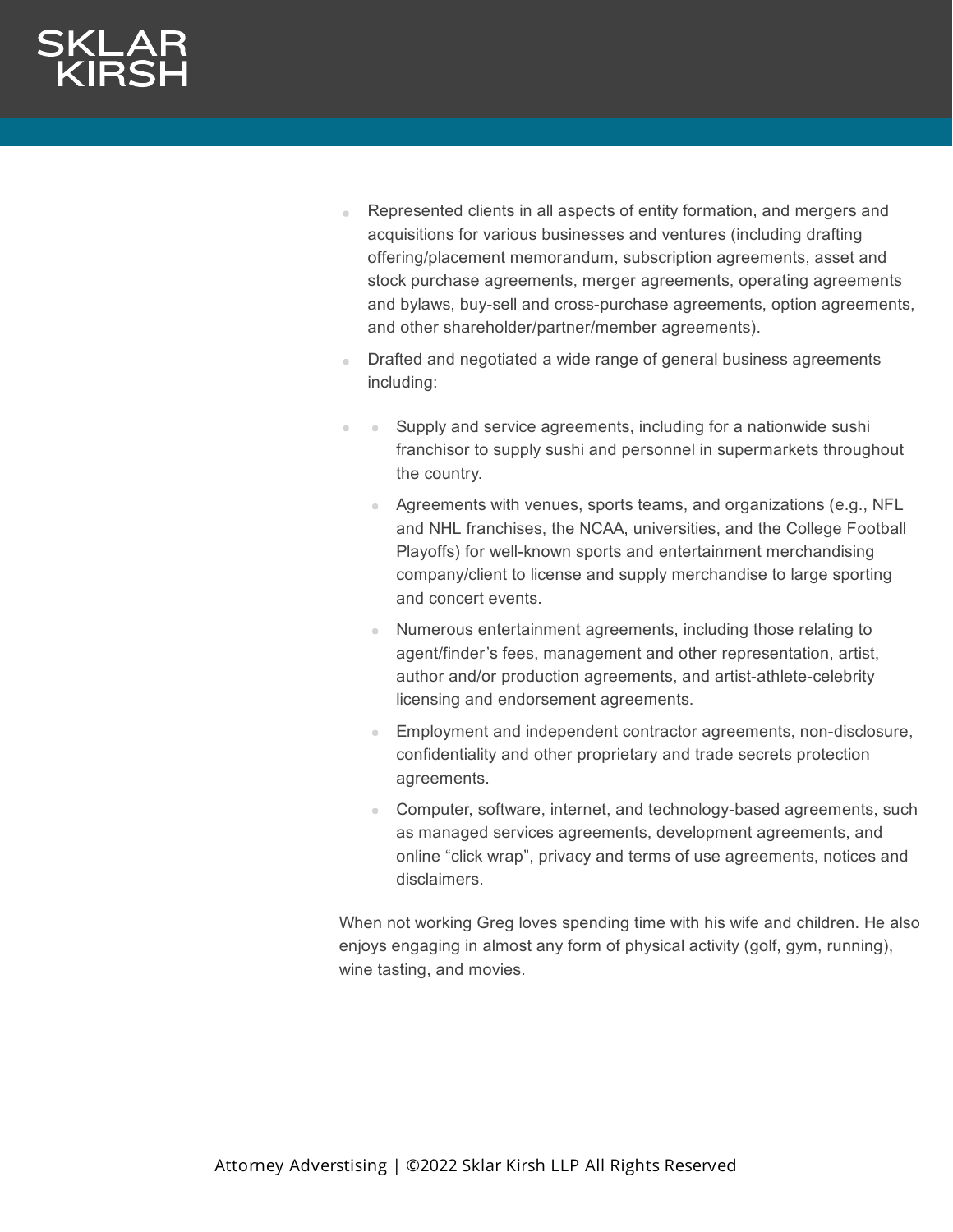- Represented clients in all aspects of entity formation, and mergers and acquisitions for various businesses and ventures (including drafting offering/placement memorandum, subscription agreements, asset and stock purchase agreements, merger agreements, operating agreements and bylaws, buy-sell and cross-purchase agreements, option agreements, and other shareholder/partner/member agreements).
- Drafted and negotiated a wide range of general business agreements including:
  - Supply and service agreements, including for a nationwide sushi franchisor to supply sushi and personnel in supermarkets throughout the country.
  - Agreements with venues, sports teams, and organizations (e.g., NFL and NHL franchises, the NCAA, universities, and the College Football Playoffs) for well-known sports and entertainment merchandising company/client to license and supply merchandise to large sporting and concert events.
  - Numerous entertainment agreements, including those relating to agent/finder's fees, management and other representation, artist, author and/or production agreements, and artist-athlete-celebrity licensing and endorsement agreements.
  - Employment and independent contractor agreements, non-disclosure, confidentiality and other proprietary and trade secrets protection agreements.
  - Computer, software, internet, and technology-based agreements, such as managed services agreements, development agreements, and online "click wrap", privacy and terms of use agreements, notices and disclaimers.

When not working Greg loves spending time with his wife and children. He also enjoys engaging in almost any form of physical activity (golf, gym, running), wine tasting, and movies.